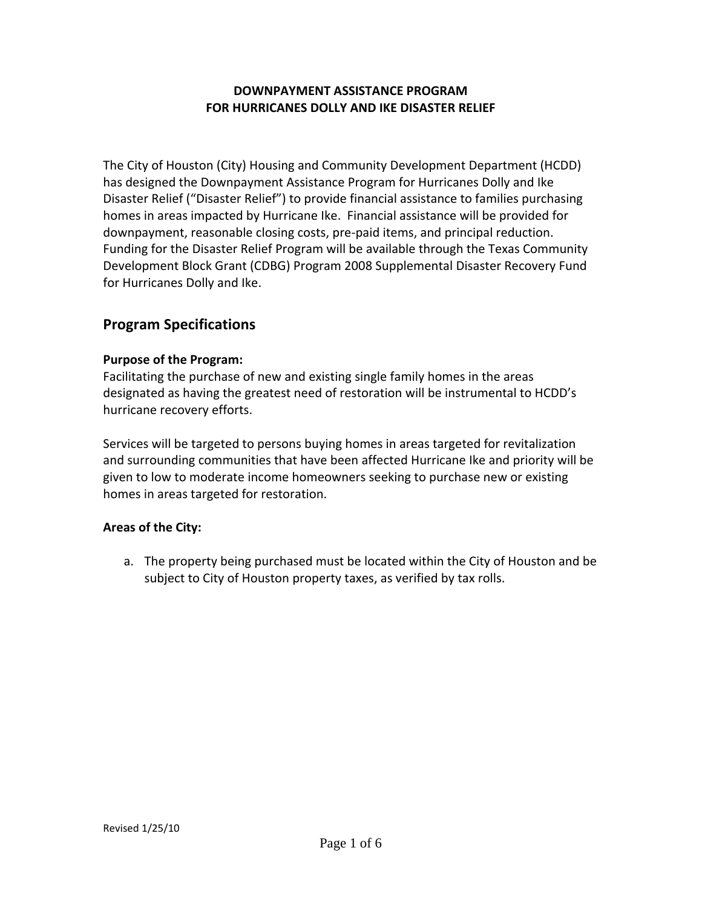**DOWNPAYMENT ASSISTANCE PROGRAM**
**FOR HURRICANES DOLLY AND IKE DISASTER RELIEF**

The City of Houston (City) Housing and Community Development Department (HCDD) has designed the Downpayment Assistance Program for Hurricanes Dolly and Ike Disaster Relief ("Disaster Relief") to provide financial assistance to families purchasing homes in areas impacted by Hurricane Ike. Financial assistance will be provided for downpayment, reasonable closing costs, pre-paid items, and principal reduction. Funding for the Disaster Relief Program will be available through the Texas Community Development Block Grant (CDBG) Program 2008 Supplemental Disaster Recovery Fund for Hurricanes Dolly and Ike.

## Program Specifications

**Purpose of the Program:**
Facilitating the purchase of new and existing single family homes in the areas designated as having the greatest need of restoration will be instrumental to HCDD's hurricane recovery efforts.

Services will be targeted to persons buying homes in areas targeted for revitalization and surrounding communities that have been affected Hurricane Ike and priority will be given to low to moderate income homeowners seeking to purchase new or existing homes in areas targeted for restoration.

**Areas of the City:**

a. The property being purchased must be located within the City of Houston and be subject to City of Houston property taxes, as verified by tax rolls.

Revised 1/25/10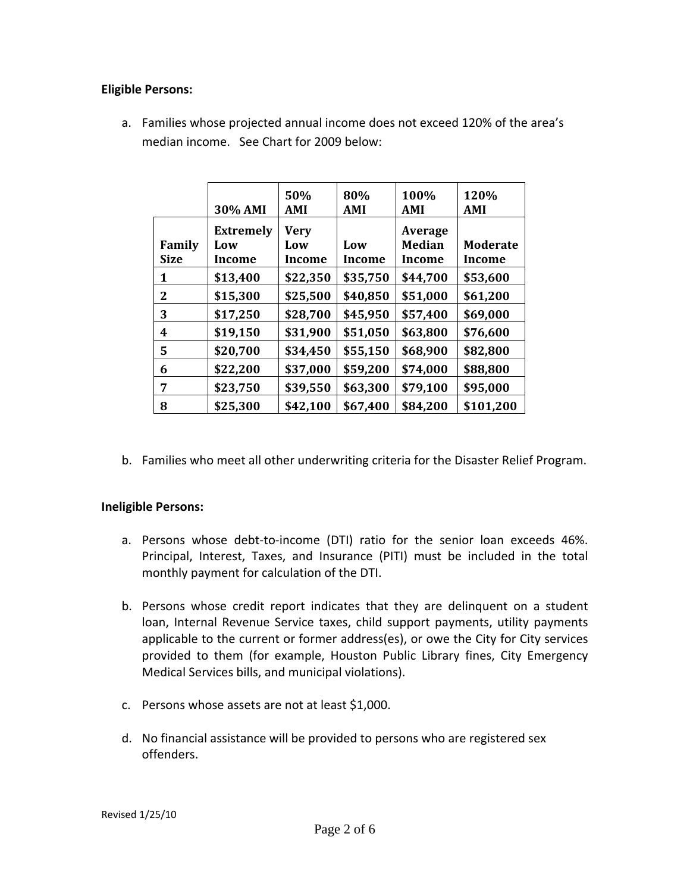**Eligible Persons:**

a. Families whose projected annual income does not exceed 120% of the area's median income. See Chart for 2009 below:

| | 30% AMI | 50% AMI | 80% AMI | 100% AMI | 120% AMI |
|---|---|---|---|---|---|
| **Family Size** | **Extremely Low Income** | **Very Low Income** | **Low Income** | **Average Median Income** | **Moderate Income** |
| **1** | **$13,400** | **$22,350** | **$35,750** | **$44,700** | **$53,600** |
| **2** | **$15,300** | **$25,500** | **$40,850** | **$51,000** | **$61,200** |
| **3** | **$17,250** | **$28,700** | **$45,950** | **$57,400** | **$69,000** |
| **4** | **$19,150** | **$31,900** | **$51,050** | **$63,800** | **$76,600** |
| **5** | **$20,700** | **$34,450** | **$55,150** | **$68,900** | **$82,800** |
| **6** | **$22,200** | **$37,000** | **$59,200** | **$74,000** | **$88,800** |
| **7** | **$23,750** | **$39,550** | **$63,300** | **$79,100** | **$95,000** |
| **8** | **$25,300** | **$42,100** | **$67,400** | **$84,200** | **$101,200** |

b. Families who meet all other underwriting criteria for the Disaster Relief Program.

**Ineligible Persons:**

a. Persons whose debt-to-income (DTI) ratio for the senior loan exceeds 46%. Principal, Interest, Taxes, and Insurance (PITI) must be included in the total monthly payment for calculation of the DTI.

b. Persons whose credit report indicates that they are delinquent on a student loan, Internal Revenue Service taxes, child support payments, utility payments applicable to the current or former address(es), or owe the City for City services provided to them (for example, Houston Public Library fines, City Emergency Medical Services bills, and municipal violations).

c. Persons whose assets are not at least $1,000.

d. No financial assistance will be provided to persons who are registered sex offenders.

Revised 1/25/10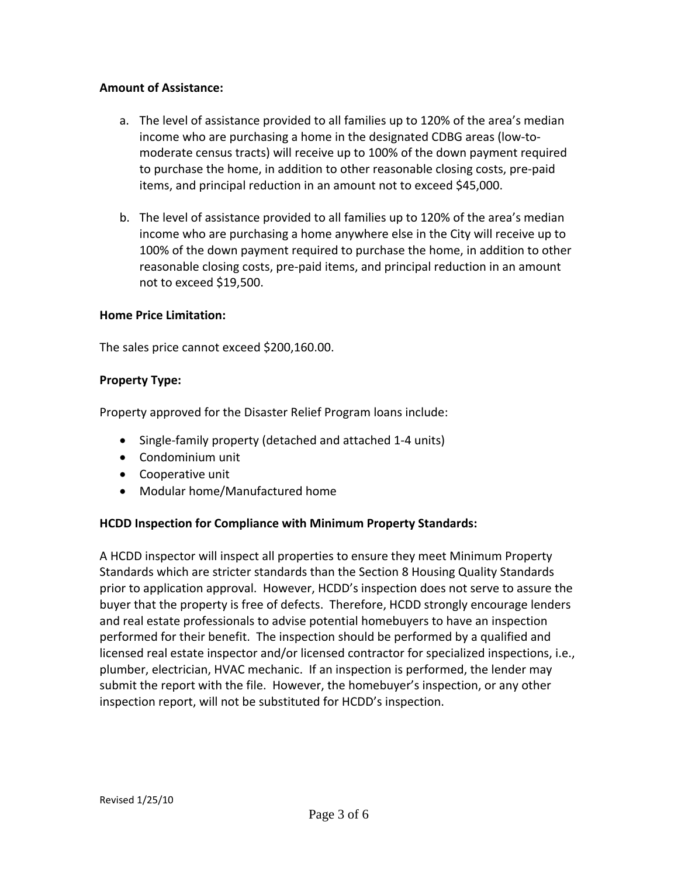**Amount of Assistance:**

a. The level of assistance provided to all families up to 120% of the area's median income who are purchasing a home in the designated CDBG areas (low-to-moderate census tracts) will receive up to 100% of the down payment required to purchase the home, in addition to other reasonable closing costs, pre-paid items, and principal reduction in an amount not to exceed $45,000.

b. The level of assistance provided to all families up to 120% of the area's median income who are purchasing a home anywhere else in the City will receive up to 100% of the down payment required to purchase the home, in addition to other reasonable closing costs, pre-paid items, and principal reduction in an amount not to exceed $19,500.

**Home Price Limitation:**

The sales price cannot exceed $200,160.00.

**Property Type:**

Property approved for the Disaster Relief Program loans include:

- Single-family property (detached and attached 1-4 units)
- Condominium unit
- Cooperative unit
- Modular home/Manufactured home

**HCDD Inspection for Compliance with Minimum Property Standards:**

A HCDD inspector will inspect all properties to ensure they meet Minimum Property Standards which are stricter standards than the Section 8 Housing Quality Standards prior to application approval. However, HCDD's inspection does not serve to assure the buyer that the property is free of defects. Therefore, HCDD strongly encourage lenders and real estate professionals to advise potential homebuyers to have an inspection performed for their benefit. The inspection should be performed by a qualified and licensed real estate inspector and/or licensed contractor for specialized inspections, i.e., plumber, electrician, HVAC mechanic. If an inspection is performed, the lender may submit the report with the file. However, the homebuyer's inspection, or any other inspection report, will not be substituted for HCDD's inspection.

Revised 1/25/10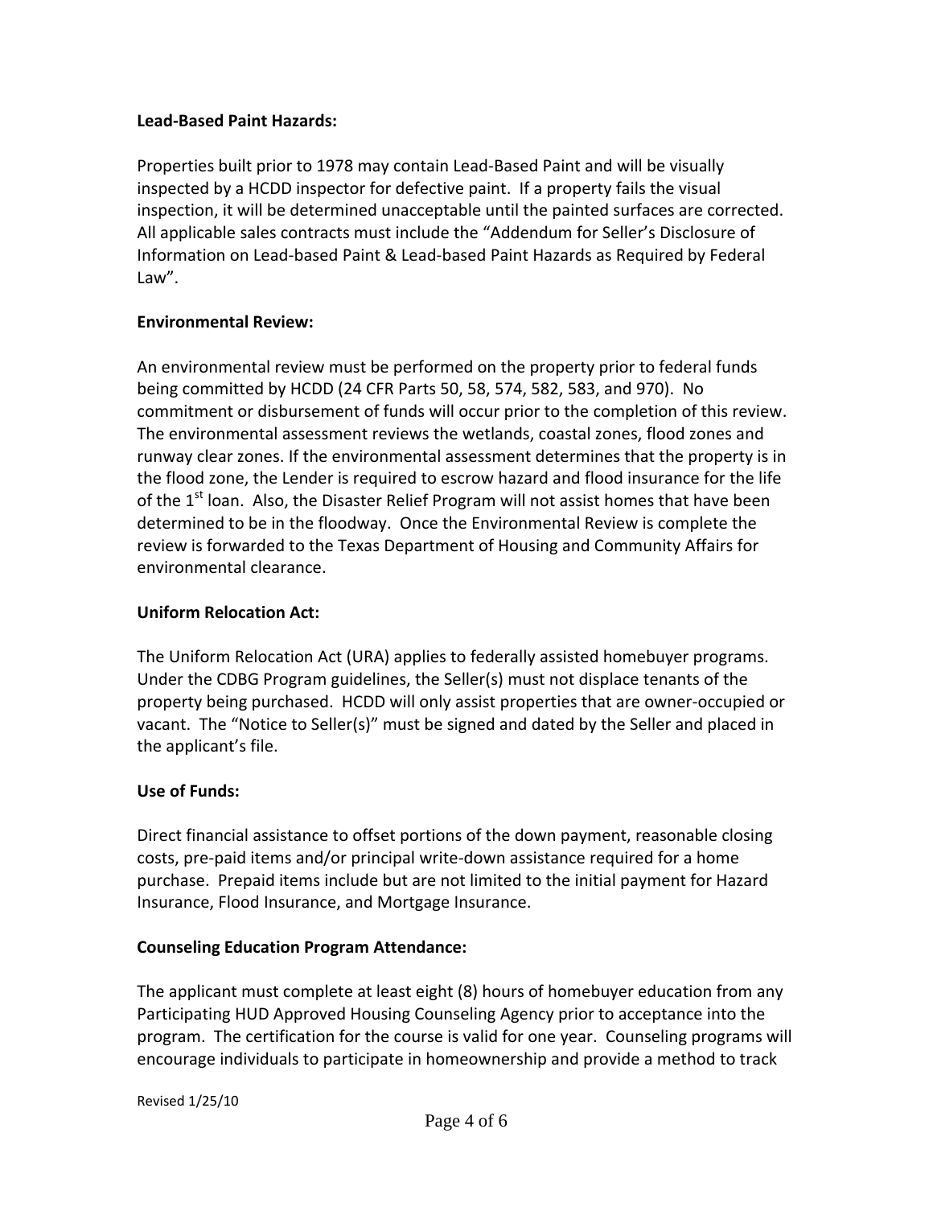**Lead-Based Paint Hazards:**

Properties built prior to 1978 may contain Lead-Based Paint and will be visually inspected by a HCDD inspector for defective paint. If a property fails the visual inspection, it will be determined unacceptable until the painted surfaces are corrected. All applicable sales contracts must include the "Addendum for Seller's Disclosure of Information on Lead-based Paint & Lead-based Paint Hazards as Required by Federal Law".

**Environmental Review:**

An environmental review must be performed on the property prior to federal funds being committed by HCDD (24 CFR Parts 50, 58, 574, 582, 583, and 970). No commitment or disbursement of funds will occur prior to the completion of this review. The environmental assessment reviews the wetlands, coastal zones, flood zones and runway clear zones. If the environmental assessment determines that the property is in the flood zone, the Lender is required to escrow hazard and flood insurance for the life of the 1st loan. Also, the Disaster Relief Program will not assist homes that have been determined to be in the floodway. Once the Environmental Review is complete the review is forwarded to the Texas Department of Housing and Community Affairs for environmental clearance.

**Uniform Relocation Act:**

The Uniform Relocation Act (URA) applies to federally assisted homebuyer programs. Under the CDBG Program guidelines, the Seller(s) must not displace tenants of the property being purchased. HCDD will only assist properties that are owner-occupied or vacant. The "Notice to Seller(s)" must be signed and dated by the Seller and placed in the applicant's file.

**Use of Funds:**

Direct financial assistance to offset portions of the down payment, reasonable closing costs, pre-paid items and/or principal write-down assistance required for a home purchase. Prepaid items include but are not limited to the initial payment for Hazard Insurance, Flood Insurance, and Mortgage Insurance.

**Counseling Education Program Attendance:**

The applicant must complete at least eight (8) hours of homebuyer education from any Participating HUD Approved Housing Counseling Agency prior to acceptance into the program. The certification for the course is valid for one year. Counseling programs will encourage individuals to participate in homeownership and provide a method to track

Revised 1/25/10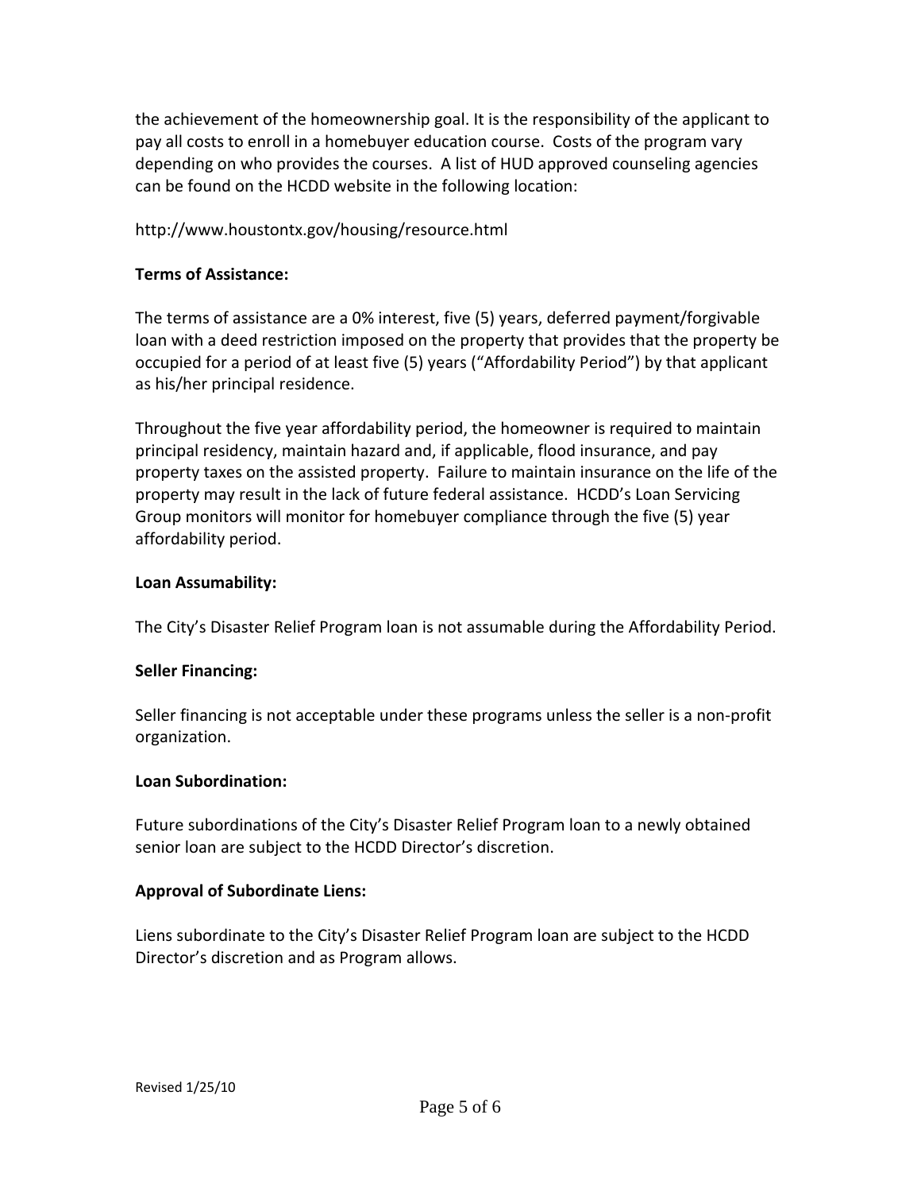the achievement of the homeownership goal. It is the responsibility of the applicant to pay all costs to enroll in a homebuyer education course. Costs of the program vary depending on who provides the courses. A list of HUD approved counseling agencies can be found on the HCDD website in the following location:

http://www.houstontx.gov/housing/resource.html

**Terms of Assistance:**

The terms of assistance are a 0% interest, five (5) years, deferred payment/forgivable loan with a deed restriction imposed on the property that provides that the property be occupied for a period of at least five (5) years ("Affordability Period") by that applicant as his/her principal residence.

Throughout the five year affordability period, the homeowner is required to maintain principal residency, maintain hazard and, if applicable, flood insurance, and pay property taxes on the assisted property. Failure to maintain insurance on the life of the property may result in the lack of future federal assistance. HCDD's Loan Servicing Group monitors will monitor for homebuyer compliance through the five (5) year affordability period.

**Loan Assumability:**

The City's Disaster Relief Program loan is not assumable during the Affordability Period.

**Seller Financing:**

Seller financing is not acceptable under these programs unless the seller is a non-profit organization.

**Loan Subordination:**

Future subordinations of the City's Disaster Relief Program loan to a newly obtained senior loan are subject to the HCDD Director's discretion.

**Approval of Subordinate Liens:**

Liens subordinate to the City's Disaster Relief Program loan are subject to the HCDD Director's discretion and as Program allows.

Revised 1/25/10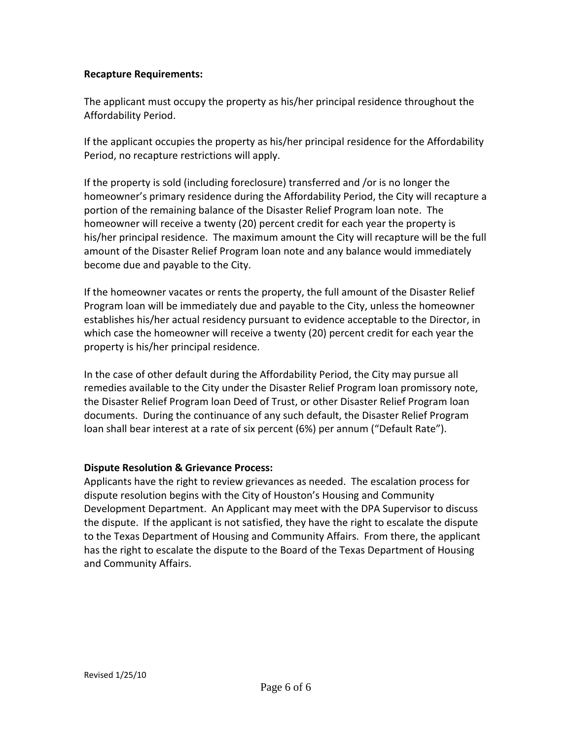**Recapture Requirements:**

The applicant must occupy the property as his/her principal residence throughout the Affordability Period.

If the applicant occupies the property as his/her principal residence for the Affordability Period, no recapture restrictions will apply.

If the property is sold (including foreclosure) transferred and /or is no longer the homeowner's primary residence during the Affordability Period, the City will recapture a portion of the remaining balance of the Disaster Relief Program loan note. The homeowner will receive a twenty (20) percent credit for each year the property is his/her principal residence. The maximum amount the City will recapture will be the full amount of the Disaster Relief Program loan note and any balance would immediately become due and payable to the City.

If the homeowner vacates or rents the property, the full amount of the Disaster Relief Program loan will be immediately due and payable to the City, unless the homeowner establishes his/her actual residency pursuant to evidence acceptable to the Director, in which case the homeowner will receive a twenty (20) percent credit for each year the property is his/her principal residence.

In the case of other default during the Affordability Period, the City may pursue all remedies available to the City under the Disaster Relief Program loan promissory note, the Disaster Relief Program loan Deed of Trust, or other Disaster Relief Program loan documents. During the continuance of any such default, the Disaster Relief Program loan shall bear interest at a rate of six percent (6%) per annum ("Default Rate").

**Dispute Resolution & Grievance Process:**

Applicants have the right to review grievances as needed. The escalation process for dispute resolution begins with the City of Houston's Housing and Community Development Department. An Applicant may meet with the DPA Supervisor to discuss the dispute. If the applicant is not satisfied, they have the right to escalate the dispute to the Texas Department of Housing and Community Affairs. From there, the applicant has the right to escalate the dispute to the Board of the Texas Department of Housing and Community Affairs.

Revised 1/25/10